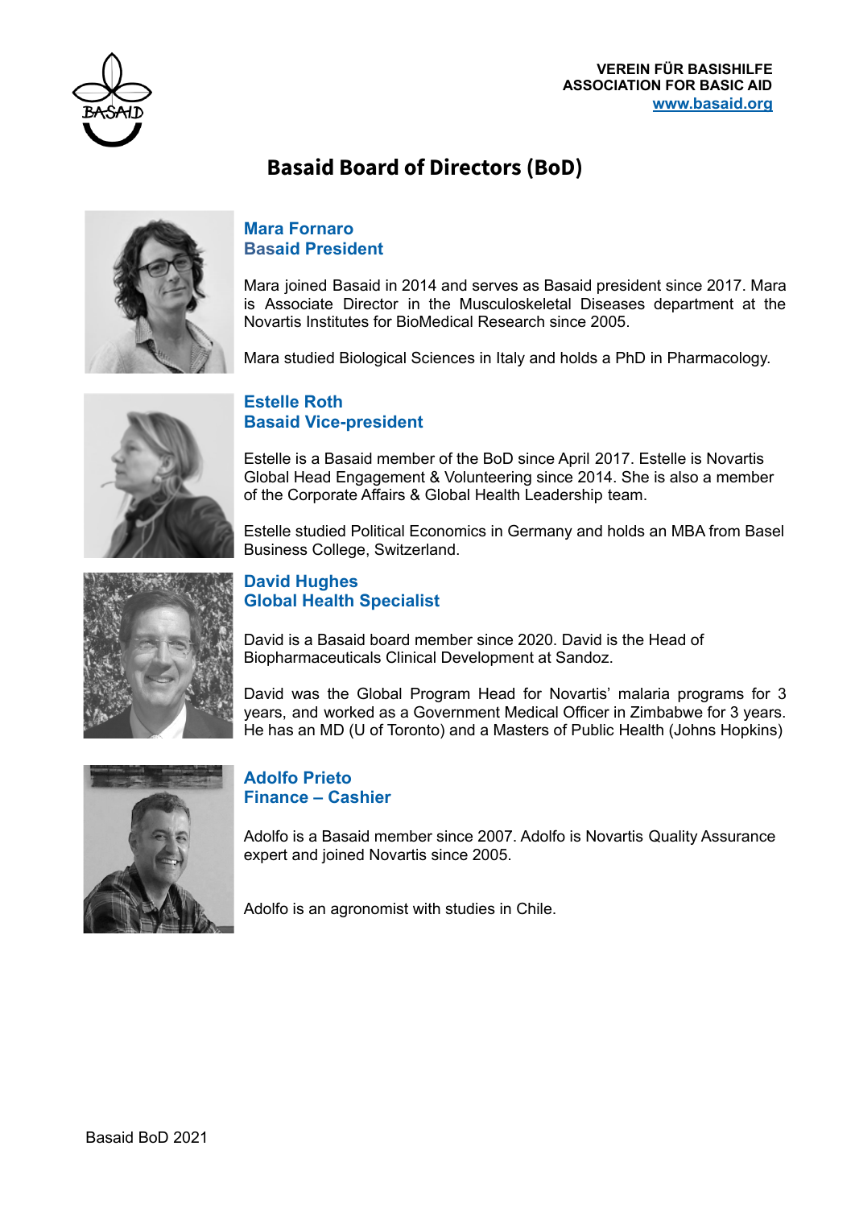VEREIN FÜR BASISHILFE
ASSOCIATION FOR BASIC AID
[www.basaid.org](http://www.basaid.org)

# Basaid Board of Directors (BoD)

### Mara Fornaro
### Basaid President

Mara joined Basaid in 2014 and serves as Basaid president since 2017. Mara is Associate Director in the Musculoskeletal Diseases department at the Novartis Institutes for BioMedical Research since 2005.

Mara studied Biological Sciences in Italy and holds a PhD in Pharmacology.

### Estelle Roth
### Basaid Vice-president

Estelle is a Basaid member of the BoD since April 2017. Estelle is Novartis Global Head Engagement & Volunteering since 2014. She is also a member of the Corporate Affairs & Global Health Leadership team.

Estelle studied Political Economics in Germany and holds an MBA from Basel Business College, Switzerland.

### David Hughes
### Global Health Specialist

David is a Basaid board member since 2020. David is the Head of Biopharmaceuticals Clinical Development at Sandoz.

David was the Global Program Head for Novartis' malaria programs for 3 years, and worked as a Government Medical Officer in Zimbabwe for 3 years. He has an MD (U of Toronto) and a Masters of Public Health (Johns Hopkins)

### Adolfo Prieto
### Finance – Cashier

Adolfo is a Basaid member since 2007. Adolfo is Novartis Quality Assurance expert and joined Novartis since 2005.

Adolfo is an agronomist with studies in Chile.

Basaid BoD 2021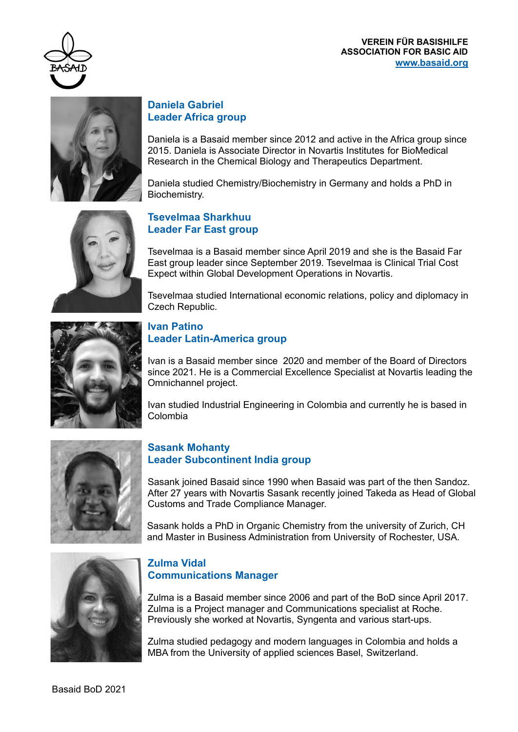VEREIN FÜR BASISHILFE
ASSOCIATION FOR BASIC AID
www.basaid.org

## Daniela Gabriel
## Leader Africa group

Daniela is a Basaid member since 2012 and active in the Africa group since 2015. Daniela is Associate Director in Novartis Institutes for BioMedical Research in the Chemical Biology and Therapeutics Department.

Daniela studied Chemistry/Biochemistry in Germany and holds a PhD in Biochemistry.

## Tsevelmaa Sharkhuu
## Leader Far East group

Tsevelmaa is a Basaid member since April 2019 and she is the Basaid Far East group leader since September 2019. Tsevelmaa is Clinical Trial Cost Expect within Global Development Operations in Novartis.

Tsevelmaa studied International economic relations, policy and diplomacy in Czech Republic.

## Ivan Patino
## Leader Latin-America group

Ivan is a Basaid member since 2020 and member of the Board of Directors since 2021. He is a Commercial Excellence Specialist at Novartis leading the Omnichannel project.

Ivan studied Industrial Engineering in Colombia and currently he is based in Colombia

## Sasank Mohanty
## Leader Subcontinent India group

Sasank joined Basaid since 1990 when Basaid was part of the then Sandoz. After 27 years with Novartis Sasank recently joined Takeda as Head of Global Customs and Trade Compliance Manager.

Sasank holds a PhD in Organic Chemistry from the university of Zurich, CH and Master in Business Administration from University of Rochester, USA.

## Zulma Vidal
## Communications Manager

Zulma is a Basaid member since 2006 and part of the BoD since April 2017. Zulma is a Project manager and Communications specialist at Roche. Previously she worked at Novartis, Syngenta and various start-ups.

Zulma studied pedagogy and modern languages in Colombia and holds a MBA from the University of applied sciences Basel, Switzerland.

Basaid BoD 2021